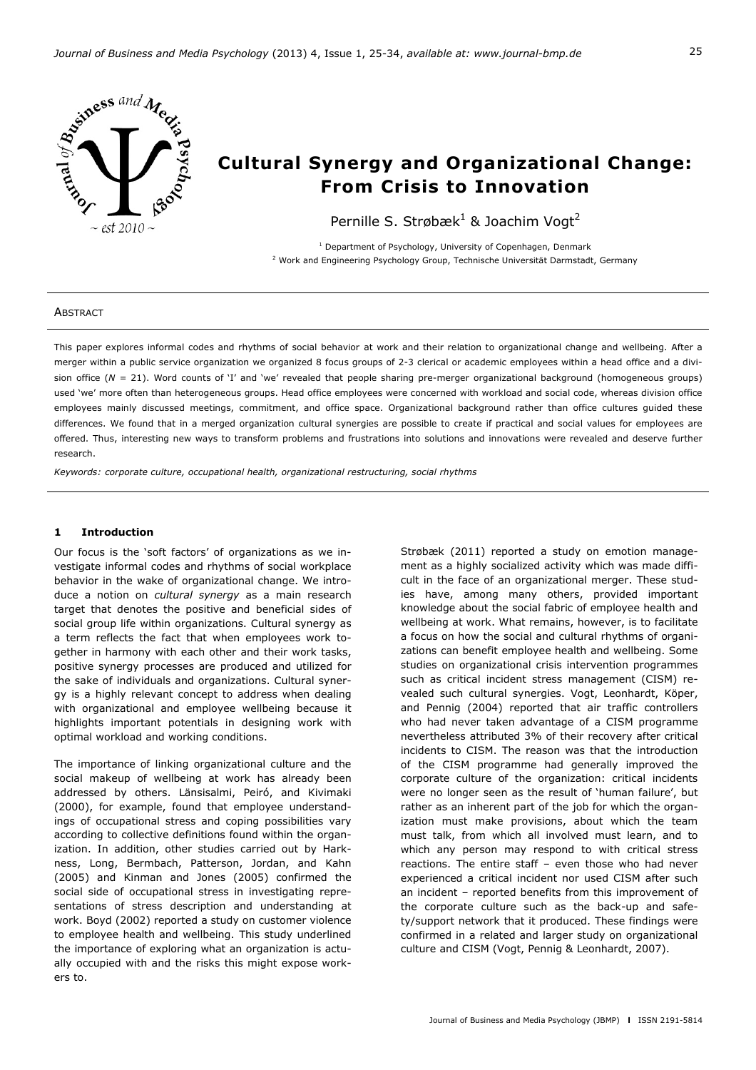# Cultural Synergy and Organizational Change: From Crisis to Innovation

Pernille S. Strøbæk[1] & Joachim Vogt[2]

[1] Department of Psychology, University of Copenhagen, Denmark
[2] Work and Engineering Psychology Group, Technische Universität Darmstadt, Germany

## Abstract

This paper explores informal codes and rhythms of social behavior at work and their relation to organizational change and wellbeing. After a merger within a public service organization we organized 8 focus groups of 2-3 clerical or academic employees within a head office and a division office ($N$ = 21). Word counts of 'I' and 'we' revealed that people sharing pre-merger organizational background (homogeneous groups) used 'we' more often than heterogeneous groups. Head office employees were concerned with workload and social code, whereas division office employees mainly discussed meetings, commitment, and office space. Organizational background rather than office cultures guided these differences. We found that in a merged organization cultural synergies are possible to create if practical and social values for employees are offered. Thus, interesting new ways to transform problems and frustrations into solutions and innovations were revealed and deserve further research.

*Keywords: corporate culture, occupational health, organizational restructuring, social rhythms*

## 1 Introduction

Our focus is the 'soft factors' of organizations as we investigate informal codes and rhythms of social workplace behavior in the wake of organizational change. We introduce a notion on *cultural synergy* as a main research target that denotes the positive and beneficial sides of social group life within organizations. Cultural synergy as a term reflects the fact that when employees work together in harmony with each other and their work tasks, positive synergy processes are produced and utilized for the sake of individuals and organizations. Cultural synergy is a highly relevant concept to address when dealing with organizational and employee wellbeing because it highlights important potentials in designing work with optimal workload and working conditions.

The importance of linking organizational culture and the social makeup of wellbeing at work has already been addressed by others. Länsisalmi, Peiró, and Kivimaki (2000), for example, found that employee understandings of occupational stress and coping possibilities vary according to collective definitions found within the organization. In addition, other studies carried out by Harkness, Long, Bermbach, Patterson, Jordan, and Kahn (2005) and Kinman and Jones (2005) confirmed the social side of occupational stress in investigating representations of stress description and understanding at work. Boyd (2002) reported a study on customer violence to employee health and wellbeing. This study underlined the importance of exploring what an organization is actually occupied with and the risks this might expose workers to.

Strøbæk (2011) reported a study on emotion management as a highly socialized activity which was made difficult in the face of an organizational merger. These studies have, among many others, provided important knowledge about the social fabric of employee health and wellbeing at work. What remains, however, is to facilitate a focus on how the social and cultural rhythms of organizations can benefit employee health and wellbeing. Some studies on organizational crisis intervention programmes such as critical incident stress management (CISM) revealed such cultural synergies. Vogt, Leonhardt, Köper, and Pennig (2004) reported that air traffic controllers who had never taken advantage of a CISM programme nevertheless attributed 3% of their recovery after critical incidents to CISM. The reason was that the introduction of the CISM programme had generally improved the corporate culture of the organization: critical incidents were no longer seen as the result of 'human failure', but rather as an inherent part of the job for which the organization must make provisions, about which the team must talk, from which all involved must learn, and to which any person may respond to with critical stress reactions. The entire staff – even those who had never experienced a critical incident nor used CISM after such an incident – reported benefits from this improvement of the corporate culture such as the back-up and safety/support network that it produced. These findings were confirmed in a related and larger study on organizational culture and CISM (Vogt, Pennig & Leonhardt, 2007).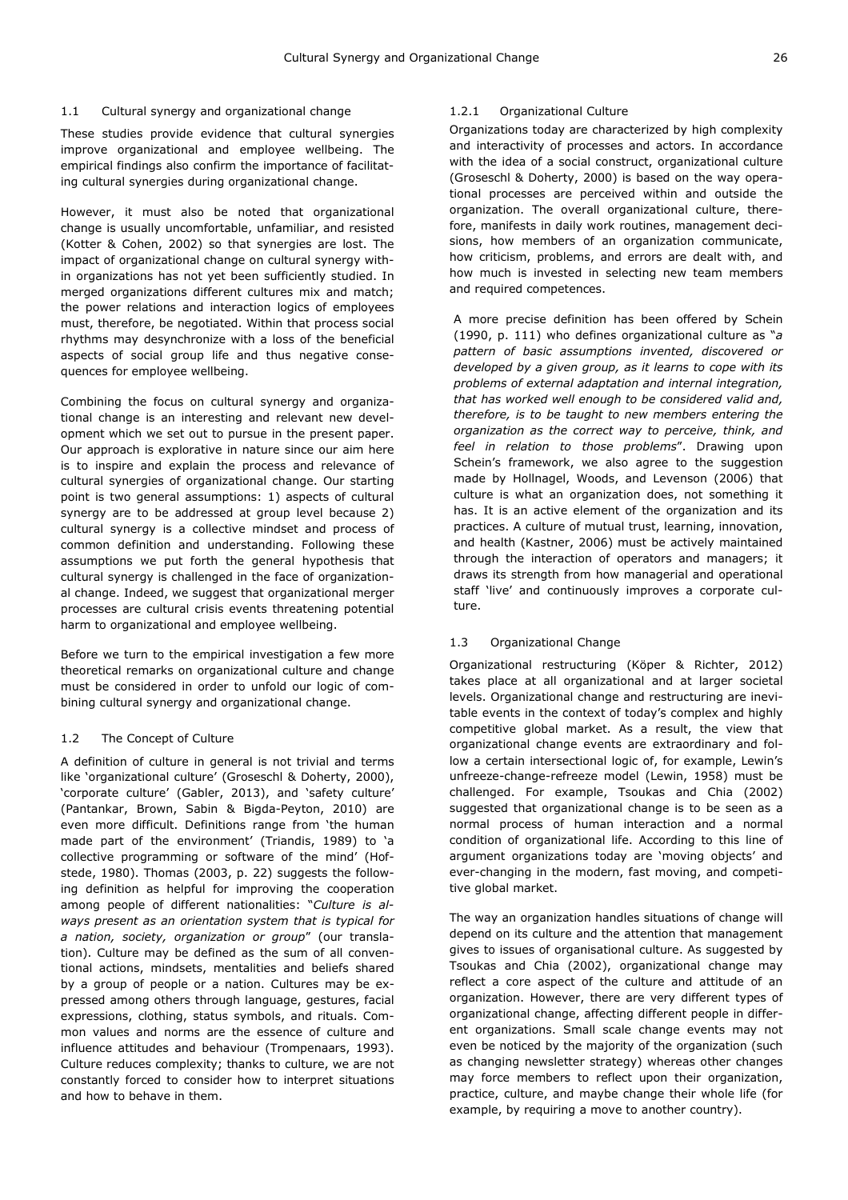### 1.1 Cultural synergy and organizational change

These studies provide evidence that cultural synergies improve organizational and employee wellbeing. The empirical findings also confirm the importance of facilitating cultural synergies during organizational change.

However, it must also be noted that organizational change is usually uncomfortable, unfamiliar, and resisted (Kotter & Cohen, 2002) so that synergies are lost. The impact of organizational change on cultural synergy within organizations has not yet been sufficiently studied. In merged organizations different cultures mix and match; the power relations and interaction logics of employees must, therefore, be negotiated. Within that process social rhythms may desynchronize with a loss of the beneficial aspects of social group life and thus negative consequences for employee wellbeing.

Combining the focus on cultural synergy and organizational change is an interesting and relevant new development which we set out to pursue in the present paper. Our approach is explorative in nature since our aim here is to inspire and explain the process and relevance of cultural synergies of organizational change. Our starting point is two general assumptions: 1) aspects of cultural synergy are to be addressed at group level because 2) cultural synergy is a collective mindset and process of common definition and understanding. Following these assumptions we put forth the general hypothesis that cultural synergy is challenged in the face of organizational change. Indeed, we suggest that organizational merger processes are cultural crisis events threatening potential harm to organizational and employee wellbeing.

Before we turn to the empirical investigation a few more theoretical remarks on organizational culture and change must be considered in order to unfold our logic of combining cultural synergy and organizational change.

### 1.2 The Concept of Culture

A definition of culture in general is not trivial and terms like 'organizational culture' (Groseschl & Doherty, 2000), 'corporate culture' (Gabler, 2013), and 'safety culture' (Pantankar, Brown, Sabin & Bigda-Peyton, 2010) are even more difficult. Definitions range from 'the human made part of the environment' (Triandis, 1989) to 'a collective programming or software of the mind' (Hofstede, 1980). Thomas (2003, p. 22) suggests the following definition as helpful for improving the cooperation among people of different nationalities: "*Culture is always present as an orientation system that is typical for a nation, society, organization or group*" (our translation). Culture may be defined as the sum of all conventional actions, mindsets, mentalities and beliefs shared by a group of people or a nation. Cultures may be expressed among others through language, gestures, facial expressions, clothing, status symbols, and rituals. Common values and norms are the essence of culture and influence attitudes and behaviour (Trompenaars, 1993). Culture reduces complexity; thanks to culture, we are not constantly forced to consider how to interpret situations and how to behave in them.

#### 1.2.1 Organizational Culture

Organizations today are characterized by high complexity and interactivity of processes and actors. In accordance with the idea of a social construct, organizational culture (Groseschl & Doherty, 2000) is based on the way operational processes are perceived within and outside the organization. The overall organizational culture, therefore, manifests in daily work routines, management decisions, how members of an organization communicate, how criticism, problems, and errors are dealt with, and how much is invested in selecting new team members and required competences.

A more precise definition has been offered by Schein (1990, p. 111) who defines organizational culture as "*a pattern of basic assumptions invented, discovered or developed by a given group, as it learns to cope with its problems of external adaptation and internal integration, that has worked well enough to be considered valid and, therefore, is to be taught to new members entering the organization as the correct way to perceive, think, and feel in relation to those problems*". Drawing upon Schein's framework, we also agree to the suggestion made by Hollnagel, Woods, and Levenson (2006) that culture is what an organization does, not something it has. It is an active element of the organization and its practices. A culture of mutual trust, learning, innovation, and health (Kastner, 2006) must be actively maintained through the interaction of operators and managers; it draws its strength from how managerial and operational staff 'live' and continuously improves a corporate culture.

### 1.3 Organizational Change

Organizational restructuring (Köper & Richter, 2012) takes place at all organizational and at larger societal levels. Organizational change and restructuring are inevitable events in the context of today's complex and highly competitive global market. As a result, the view that organizational change events are extraordinary and follow a certain intersectional logic of, for example, Lewin's unfreeze-change-refreeze model (Lewin, 1958) must be challenged. For example, Tsoukas and Chia (2002) suggested that organizational change is to be seen as a normal process of human interaction and a normal condition of organizational life. According to this line of argument organizations today are 'moving objects' and ever-changing in the modern, fast moving, and competitive global market.

The way an organization handles situations of change will depend on its culture and the attention that management gives to issues of organisational culture. As suggested by Tsoukas and Chia (2002), organizational change may reflect a core aspect of the culture and attitude of an organization. However, there are very different types of organizational change, affecting different people in different organizations. Small scale change events may not even be noticed by the majority of the organization (such as changing newsletter strategy) whereas other changes may force members to reflect upon their organization, practice, culture, and maybe change their whole life (for example, by requiring a move to another country).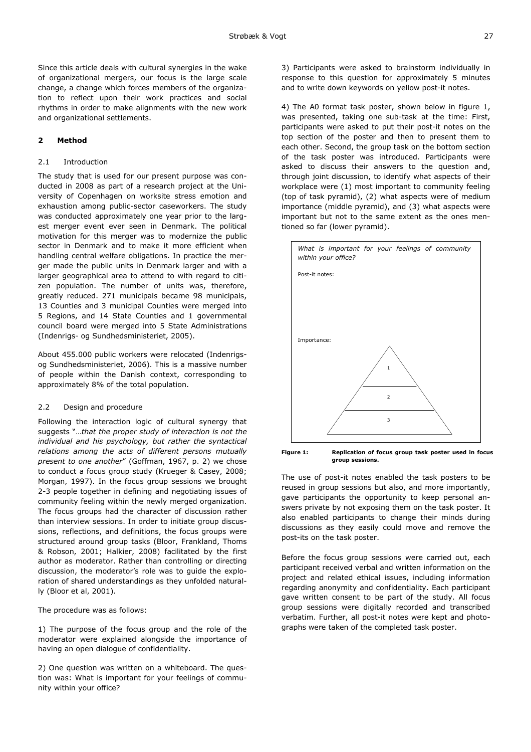Since this article deals with cultural synergies in the wake of organizational mergers, our focus is the large scale change, a change which forces members of the organization to reflect upon their work practices and social rhythms in order to make alignments with the new work and organizational settlements.

## 2 Method

### 2.1 Introduction

The study that is used for our present purpose was conducted in 2008 as part of a research project at the University of Copenhagen on worksite stress emotion and exhaustion among public-sector caseworkers. The study was conducted approximately one year prior to the largest merger event ever seen in Denmark. The political motivation for this merger was to modernize the public sector in Denmark and to make it more efficient when handling central welfare obligations. In practice the merger made the public units in Denmark larger and with a larger geographical area to attend to with regard to citizen population. The number of units was, therefore, greatly reduced. 271 municipals became 98 municipals, 13 Counties and 3 municipal Counties were merged into 5 Regions, and 14 State Counties and 1 governmental council board were merged into 5 State Administrations (Indenrigs- og Sundhedsministeriet, 2005).

About 455.000 public workers were relocated (Indenrigs- og Sundhedsministeriet, 2006). This is a massive number of people within the Danish context, corresponding to approximately 8% of the total population.

### 2.2 Design and procedure

Following the interaction logic of cultural synergy that suggests "*…that the proper study of interaction is not the individual and his psychology, but rather the syntactical relations among the acts of different persons mutually present to one another*" (Goffman, 1967, p. 2) we chose to conduct a focus group study (Krueger & Casey, 2008; Morgan, 1997). In the focus group sessions we brought 2-3 people together in defining and negotiating issues of community feeling within the newly merged organization. The focus groups had the character of discussion rather than interview sessions. In order to initiate group discussions, reflections, and definitions, the focus groups were structured around group tasks (Bloor, Frankland, Thoms & Robson, 2001; Halkier, 2008) facilitated by the first author as moderator. Rather than controlling or directing discussion, the moderator's role was to guide the exploration of shared understandings as they unfolded naturally (Bloor et al, 2001).

The procedure was as follows:

1) The purpose of the focus group and the role of the moderator were explained alongside the importance of having an open dialogue of confidentiality.

2) One question was written on a whiteboard. The question was: What is important for your feelings of community within your office?

3) Participants were asked to brainstorm individually in response to this question for approximately 5 minutes and to write down keywords on yellow post-it notes.

4) The A0 format task poster, shown below in figure 1, was presented, taking one sub-task at the time: First, participants were asked to put their post-it notes on the top section of the poster and then to present them to each other. Second, the group task on the bottom section of the task poster was introduced. Participants were asked to discuss their answers to the question and, through joint discussion, to identify what aspects of their workplace were (1) most important to community feeling (top of task pyramid), (2) what aspects were of medium importance (middle pyramid), and (3) what aspects were important but not to the same extent as the ones mentioned so far (lower pyramid).

*What is important for your feelings of community within your office?*

Post-it notes:

Importance:

1

2

3

**Figure 1: Replication of focus group task poster used in focus group sessions.**

The use of post-it notes enabled the task posters to be reused in group sessions but also, and more importantly, gave participants the opportunity to keep personal answers private by not exposing them on the task poster. It also enabled participants to change their minds during discussions as they easily could move and remove the post-its on the task poster.

Before the focus group sessions were carried out, each participant received verbal and written information on the project and related ethical issues, including information regarding anonymity and confidentiality. Each participant gave written consent to be part of the study. All focus group sessions were digitally recorded and transcribed verbatim. Further, all post-it notes were kept and photographs were taken of the completed task poster.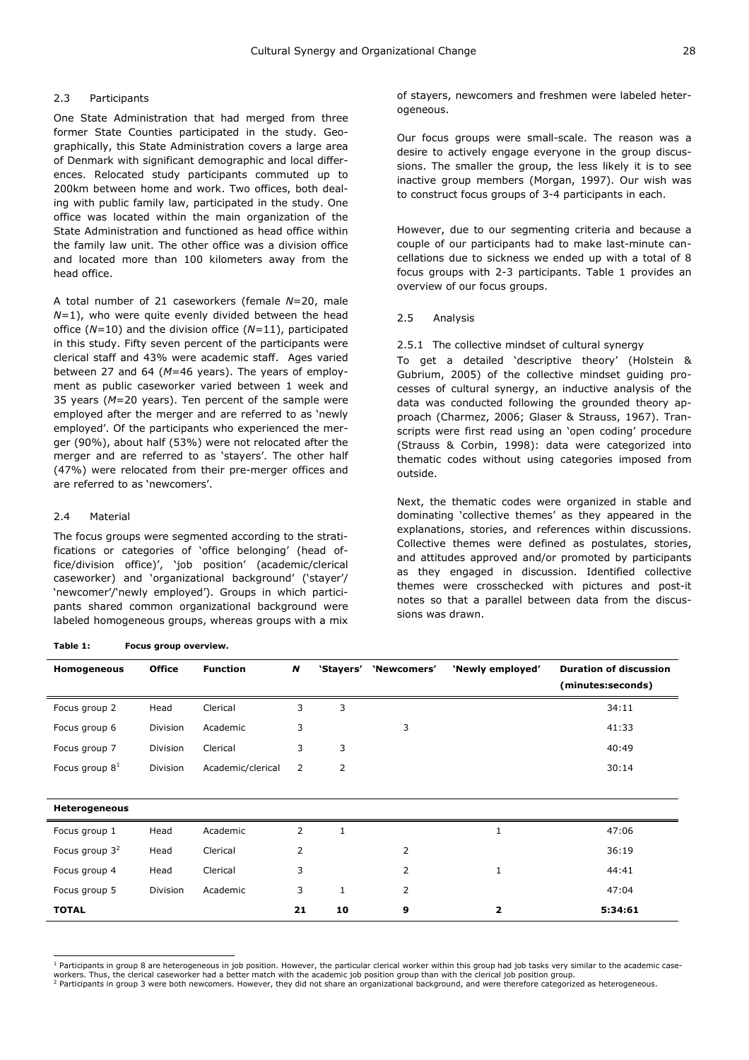### 2.3 Participants

One State Administration that had merged from three former State Counties participated in the study. Geographically, this State Administration covers a large area of Denmark with significant demographic and local differences. Relocated study participants commuted up to 200km between home and work. Two offices, both dealing with public family law, participated in the study. One office was located within the main organization of the State Administration and functioned as head office within the family law unit. The other office was a division office and located more than 100 kilometers away from the head office.

A total number of 21 caseworkers (female *N*=20, male *N*=1), who were quite evenly divided between the head office (*N*=10) and the division office (*N*=11), participated in this study. Fifty seven percent of the participants were clerical staff and 43% were academic staff. Ages varied between 27 and 64 (*M*=46 years). The years of employment as public caseworker varied between 1 week and 35 years (*M*=20 years). Ten percent of the sample were employed after the merger and are referred to as 'newly employed'. Of the participants who experienced the merger (90%), about half (53%) were not relocated after the merger and are referred to as 'stayers'. The other half (47%) were relocated from their pre-merger offices and are referred to as 'newcomers'.

### 2.4 Material

The focus groups were segmented according to the stratifications or categories of 'office belonging' (head office/division office)', 'job position' (academic/clerical caseworker) and 'organizational background' ('stayer'/'newcomer'/'newly employed'). Groups in which participants shared common organizational background were labeled homogeneous groups, whereas groups with a mix of stayers, newcomers and freshmen were labeled heterogeneous.

Our focus groups were small-scale. The reason was a desire to actively engage everyone in the group discussions. The smaller the group, the less likely it is to see inactive group members (Morgan, 1997). Our wish was to construct focus groups of 3-4 participants in each.

However, due to our segmenting criteria and because a couple of our participants had to make last-minute cancellations due to sickness we ended up with a total of 8 focus groups with 2-3 participants. Table 1 provides an overview of our focus groups.

### 2.5 Analysis

#### 2.5.1 The collective mindset of cultural synergy

To get a detailed 'descriptive theory' (Holstein & Gubrium, 2005) of the collective mindset guiding processes of cultural synergy, an inductive analysis of the data was conducted following the grounded theory approach (Charmez, 2006; Glaser & Strauss, 1967). Transcripts were first read using an 'open coding' procedure (Strauss & Corbin, 1998): data were categorized into thematic codes without using categories imposed from outside.

Next, the thematic codes were organized in stable and dominating 'collective themes' as they appeared in the explanations, stories, and references within discussions. Collective themes were defined as postulates, stories, and attitudes approved and/or promoted by participants as they engaged in discussion. Identified collective themes were crosschecked with pictures and post-it notes so that a parallel between data from the discussions was drawn.

**Table 1: Focus group overview.**

| **Homogeneous** | **Office** | **Function** | ***N*** | **'Stayers'** | **'Newcomers'** | **'Newly employed'** | **Duration of discussion (minutes:seconds)** |
|---|---|---|---|---|---|---|---|
| Focus group 2 | Head | Clerical | 3 | 3 | | | 34:11 |
| Focus group 6 | Division | Academic | 3 | | 3 | | 41:33 |
| Focus group 7 | Division | Clerical | 3 | 3 | | | 40:49 |
| Focus group 8[1] | Division | Academic/clerical | 2 | 2 | | | 30:14 |
| **Heterogeneous** | | | | | | | |
| Focus group 1 | Head | Academic | 2 | 1 | | 1 | 47:06 |
| Focus group 3[2] | Head | Clerical | 2 | | 2 | | 36:19 |
| Focus group 4 | Head | Clerical | 3 | | 2 | 1 | 44:41 |
| Focus group 5 | Division | Academic | 3 | 1 | 2 | | 47:04 |
| **TOTAL** | | | **21** | **10** | **9** | **2** | **5:34:61** |

[1] Participants in group 8 are heterogeneous in job position. However, the particular clerical worker within this group had job tasks very similar to the academic caseworkers. Thus, the clerical caseworker had a better match with the academic job position group than with the clerical job position group.

[2] Participants in group 3 were both newcomers. However, they did not share an organizational background, and were therefore categorized as heterogeneous.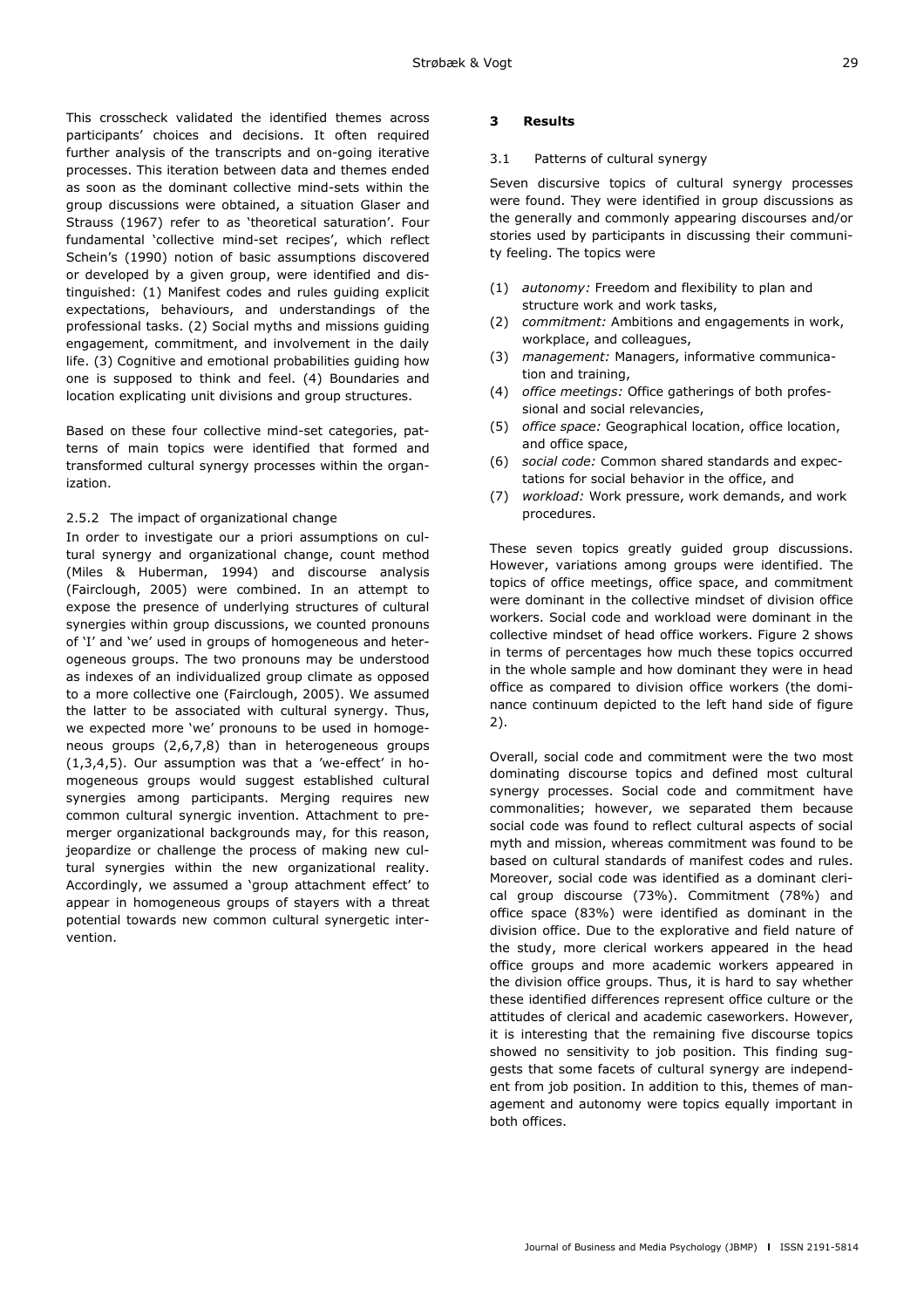This crosscheck validated the identified themes across participants' choices and decisions. It often required further analysis of the transcripts and on-going iterative processes. This iteration between data and themes ended as soon as the dominant collective mind-sets within the group discussions were obtained, a situation Glaser and Strauss (1967) refer to as 'theoretical saturation'. Four fundamental 'collective mind-set recipes', which reflect Schein's (1990) notion of basic assumptions discovered or developed by a given group, were identified and distinguished: (1) Manifest codes and rules guiding explicit expectations, behaviours, and understandings of the professional tasks. (2) Social myths and missions guiding engagement, commitment, and involvement in the daily life. (3) Cognitive and emotional probabilities guiding how one is supposed to think and feel. (4) Boundaries and location explicating unit divisions and group structures.

Based on these four collective mind-set categories, patterns of main topics were identified that formed and transformed cultural synergy processes within the organization.

### 2.5.2 The impact of organizational change

In order to investigate our a priori assumptions on cultural synergy and organizational change, count method (Miles & Huberman, 1994) and discourse analysis (Fairclough, 2005) were combined. In an attempt to expose the presence of underlying structures of cultural synergies within group discussions, we counted pronouns of 'I' and 'we' used in groups of homogeneous and heterogeneous groups. The two pronouns may be understood as indexes of an individualized group climate as opposed to a more collective one (Fairclough, 2005). We assumed the latter to be associated with cultural synergy. Thus, we expected more 'we' pronouns to be used in homogeneous groups (2,6,7,8) than in heterogeneous groups (1,3,4,5). Our assumption was that a 'we-effect' in homogeneous groups would suggest established cultural synergies among participants. Merging requires new common cultural synergic invention. Attachment to pre-merger organizational backgrounds may, for this reason, jeopardize or challenge the process of making new cultural synergies within the new organizational reality. Accordingly, we assumed a 'group attachment effect' to appear in homogeneous groups of stayers with a threat potential towards new common cultural synergetic intervention.

## 3 Results

### 3.1 Patterns of cultural synergy

Seven discursive topics of cultural synergy processes were found. They were identified in group discussions as the generally and commonly appearing discourses and/or stories used by participants in discussing their community feeling. The topics were

(1) *autonomy:* Freedom and flexibility to plan and structure work and work tasks,
(2) *commitment:* Ambitions and engagements in work, workplace, and colleagues,
(3) *management:* Managers, informative communication and training,
(4) *office meetings:* Office gatherings of both professional and social relevancies,
(5) *office space:* Geographical location, office location, and office space,
(6) *social code:* Common shared standards and expectations for social behavior in the office, and
(7) *workload:* Work pressure, work demands, and work procedures.

These seven topics greatly guided group discussions. However, variations among groups were identified. The topics of office meetings, office space, and commitment were dominant in the collective mindset of division office workers. Social code and workload were dominant in the collective mindset of head office workers. Figure 2 shows in terms of percentages how much these topics occurred in the whole sample and how dominant they were in head office as compared to division office workers (the dominance continuum depicted to the left hand side of figure 2).

Overall, social code and commitment were the two most dominating discourse topics and defined most cultural synergy processes. Social code and commitment have commonalities; however, we separated them because social code was found to reflect cultural aspects of social myth and mission, whereas commitment was found to be based on cultural standards of manifest codes and rules. Moreover, social code was identified as a dominant clerical group discourse (73%). Commitment (78%) and office space (83%) were identified as dominant in the division office. Due to the explorative and field nature of the study, more clerical workers appeared in the head office groups and more academic workers appeared in the division office groups. Thus, it is hard to say whether these identified differences represent office culture or the attitudes of clerical and academic caseworkers. However, it is interesting that the remaining five discourse topics showed no sensitivity to job position. This finding suggests that some facets of cultural synergy are independent from job position. In addition to this, themes of management and autonomy were topics equally important in both offices.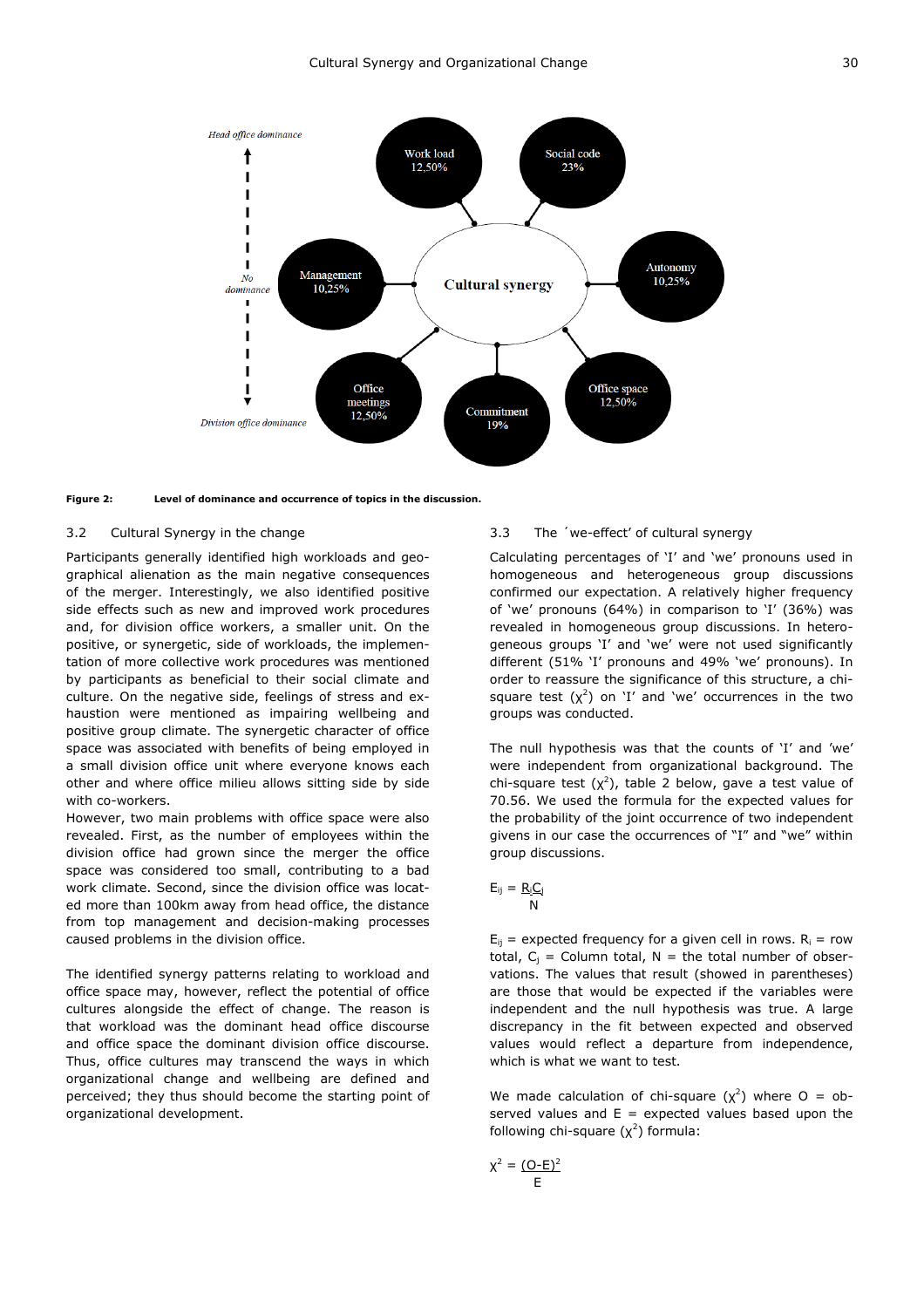**Figure 2: Level of dominance and occurrence of topics in the discussion.**

### 3.2 Cultural Synergy in the change

Participants generally identified high workloads and geographical alienation as the main negative consequences of the merger. Interestingly, we also identified positive side effects such as new and improved work procedures and, for division office workers, a smaller unit. On the positive, or synergetic, side of workloads, the implementation of more collective work procedures was mentioned by participants as beneficial to their social climate and culture. On the negative side, feelings of stress and exhaustion were mentioned as impairing wellbeing and positive group climate. The synergetic character of office space was associated with benefits of being employed in a small division office unit where everyone knows each other and where office milieu allows sitting side by side with co-workers.

However, two main problems with office space were also revealed. First, as the number of employees within the division office had grown since the merger the office space was considered too small, contributing to a bad work climate. Second, since the division office was located more than 100km away from head office, the distance from top management and decision-making processes caused problems in the division office.

The identified synergy patterns relating to workload and office space may, however, reflect the potential of office cultures alongside the effect of change. The reason is that workload was the dominant head office discourse and office space the dominant division office discourse. Thus, office cultures may transcend the ways in which organizational change and wellbeing are defined and perceived; they thus should become the starting point of organizational development.

### 3.3 The ´we-effect' of cultural synergy

Calculating percentages of 'I' and 'we' pronouns used in homogeneous and heterogeneous group discussions confirmed our expectation. A relatively higher frequency of 'we' pronouns (64%) in comparison to 'I' (36%) was revealed in homogeneous group discussions. In heterogeneous groups 'I' and 'we' were not used significantly different (51% 'I' pronouns and 49% 'we' pronouns). In order to reassure the significance of this structure, a chi-square test ($\chi^2$) on 'I' and 'we' occurrences in the two groups was conducted.

The null hypothesis was that the counts of 'I' and 'we' were independent from organizational background. The chi-square test ($\chi^2$), table 2 below, gave a test value of 70.56. We used the formula for the expected values for the probability of the joint occurrence of two independent givens in our case the occurrences of "I" and "we" within group discussions.

$$E_{ij} = \frac{R_i C_j}{N}$$

$E_{ij}$ = expected frequency for a given cell in rows. $R_i$ = row total, $C_j$ = Column total, N = the total number of observations. The values that result (showed in parentheses) are those that would be expected if the variables were independent and the null hypothesis was true. A large discrepancy in the fit between expected and observed values would reflect a departure from independence, which is what we want to test.

We made calculation of chi-square ($\chi^2$) where O = observed values and E = expected values based upon the following chi-square ($\chi^2$) formula:

$$\chi^2 = \frac{(O-E)^2}{E}$$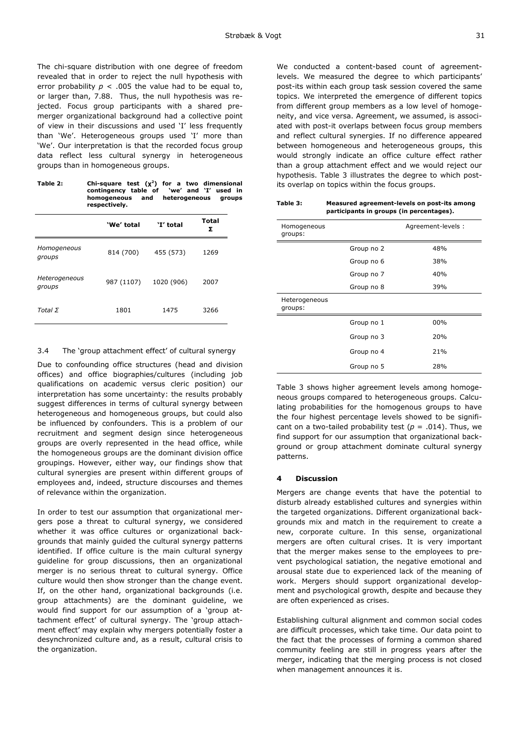The chi-square distribution with one degree of freedom revealed that in order to reject the null hypothesis with error probability $p < .005$ the value had to be equal to, or larger than, 7.88. Thus, the null hypothesis was rejected. Focus group participants with a shared pre-merger organizational background had a collective point of view in their discussions and used 'I' less frequently than 'We'. Heterogeneous groups used 'I' more than 'We'. Our interpretation is that the recorded focus group data reflect less cultural synergy in heterogeneous groups than in homogeneous groups.

**Table 2: Chi-square test ($\chi^2$) for a two dimensional contingency table of 'we' and 'I' used in homogeneous and heterogeneous groups respectively.**

| | 'We' total | 'I' total | Total Σ |
|---|---|---|---|
| *Homogeneous groups* | 814 (700) | 455 (573) | 1269 |
| *Heterogeneous groups* | 987 (1107) | 1020 (906) | 2007 |
| *Total Σ* | 1801 | 1475 | 3266 |

### 3.4 The 'group attachment effect' of cultural synergy

Due to confounding office structures (head and division offices) and office biographies/cultures (including job qualifications on academic versus cleric position) our interpretation has some uncertainty: the results probably suggest differences in terms of cultural synergy between heterogeneous and homogeneous groups, but could also be influenced by confounders. This is a problem of our recruitment and segment design since heterogeneous groups are overly represented in the head office, while the homogeneous groups are the dominant division office groupings. However, either way, our findings show that cultural synergies are present within different groups of employees and, indeed, structure discourses and themes of relevance within the organization.

In order to test our assumption that organizational mergers pose a threat to cultural synergy, we considered whether it was office cultures or organizational backgrounds that mainly guided the cultural synergy patterns identified. If office culture is the main cultural synergy guideline for group discussions, then an organizational merger is no serious threat to cultural synergy. Office culture would then show stronger than the change event. If, on the other hand, organizational backgrounds (i.e. group attachments) are the dominant guideline, we would find support for our assumption of a 'group attachment effect' of cultural synergy. The 'group attachment effect' may explain why mergers potentially foster a desynchronized culture and, as a result, cultural crisis to the organization.

We conducted a content-based count of agreement-levels. We measured the degree to which participants' post-its within each group task session covered the same topics. We interpreted the emergence of different topics from different group members as a low level of homogeneity, and vice versa. Agreement, we assumed, is associated with post-it overlaps between focus group members and reflect cultural synergies. If no difference appeared between homogeneous and heterogeneous groups, this would strongly indicate an office culture effect rather than a group attachment effect and we would reject our hypothesis. Table 3 illustrates the degree to which post-its overlap on topics within the focus groups.

**Table 3: Measured agreement-levels on post-its among participants in groups (in percentages).**

| Homogeneous groups: | | Agreement-levels : |
|---|---|---|
| | Group no 2 | 48% |
| | Group no 6 | 38% |
| | Group no 7 | 40% |
| | Group no 8 | 39% |
| Heterogeneous groups: | | |
| | Group no 1 | 00% |
| | Group no 3 | 20% |
| | Group no 4 | 21% |
| | Group no 5 | 28% |

Table 3 shows higher agreement levels among homogeneous groups compared to heterogeneous groups. Calculating probabilities for the homogenous groups to have the four highest percentage levels showed to be significant on a two-tailed probability test ($p = .014$). Thus, we find support for our assumption that organizational background or group attachment dominate cultural synergy patterns.

## 4 Discussion

Mergers are change events that have the potential to disturb already established cultures and synergies within the targeted organizations. Different organizational backgrounds mix and match in the requirement to create a new, corporate culture. In this sense, organizational mergers are often cultural crises. It is very important that the merger makes sense to the employees to prevent psychological satiation, the negative emotional and arousal state due to experienced lack of the meaning of work. Mergers should support organizational development and psychological growth, despite and because they are often experienced as crises.

Establishing cultural alignment and common social codes are difficult processes, which take time. Our data point to the fact that the processes of forming a common shared community feeling are still in progress years after the merger, indicating that the merging process is not closed when management announces it is.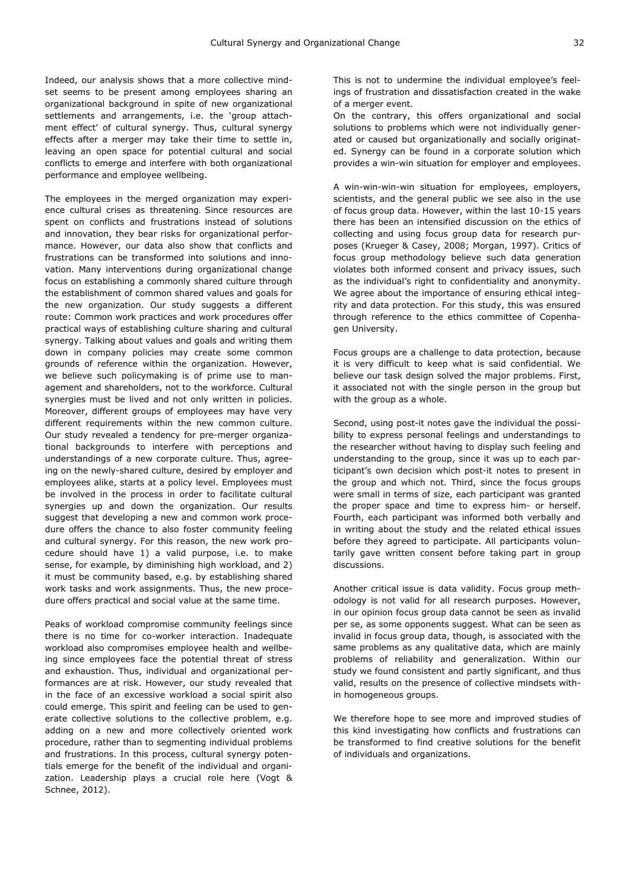Indeed, our analysis shows that a more collective mindset seems to be present among employees sharing an organizational background in spite of new organizational settlements and arrangements, i.e. the 'group attachment effect' of cultural synergy. Thus, cultural synergy effects after a merger may take their time to settle in, leaving an open space for potential cultural and social conflicts to emerge and interfere with both organizational performance and employee wellbeing.

The employees in the merged organization may experience cultural crises as threatening. Since resources are spent on conflicts and frustrations instead of solutions and innovation, they bear risks for organizational performance. However, our data also show that conflicts and frustrations can be transformed into solutions and innovation. Many interventions during organizational change focus on establishing a commonly shared culture through the establishment of common shared values and goals for the new organization. Our study suggests a different route: Common work practices and work procedures offer practical ways of establishing culture sharing and cultural synergy. Talking about values and goals and writing them down in company policies may create some common grounds of reference within the organization. However, we believe such policymaking is of prime use to management and shareholders, not to the workforce. Cultural synergies must be lived and not only written in policies. Moreover, different groups of employees may have very different requirements within the new common culture. Our study revealed a tendency for pre-merger organizational backgrounds to interfere with perceptions and understandings of a new corporate culture. Thus, agreeing on the newly-shared culture, desired by employer and employees alike, starts at a policy level. Employees must be involved in the process in order to facilitate cultural synergies up and down the organization. Our results suggest that developing a new and common work procedure offers the chance to also foster community feeling and cultural synergy. For this reason, the new work procedure should have 1) a valid purpose, i.e. to make sense, for example, by diminishing high workload, and 2) it must be community based, e.g. by establishing shared work tasks and work assignments. Thus, the new procedure offers practical and social value at the same time.

Peaks of workload compromise community feelings since there is no time for co-worker interaction. Inadequate workload also compromises employee health and wellbeing since employees face the potential threat of stress and exhaustion. Thus, individual and organizational performances are at risk. However, our study revealed that in the face of an excessive workload a social spirit also could emerge. This spirit and feeling can be used to generate collective solutions to the collective problem, e.g. adding on a new and more collectively oriented work procedure, rather than to segmenting individual problems and frustrations. In this process, cultural synergy potentials emerge for the benefit of the individual and organization. Leadership plays a crucial role here (Vogt & Schnee, 2012).

This is not to undermine the individual employee's feelings of frustration and dissatisfaction created in the wake of a merger event.

On the contrary, this offers organizational and social solutions to problems which were not individually generated or caused but organizationally and socially originated. Synergy can be found in a corporate solution which provides a win-win situation for employer and employees.

A win-win-win-win situation for employees, employers, scientists, and the general public we see also in the use of focus group data. However, within the last 10-15 years there has been an intensified discussion on the ethics of collecting and using focus group data for research purposes (Krueger & Casey, 2008; Morgan, 1997). Critics of focus group methodology believe such data generation violates both informed consent and privacy issues, such as the individual's right to confidentiality and anonymity. We agree about the importance of ensuring ethical integrity and data protection. For this study, this was ensured through reference to the ethics committee of Copenhagen University.

Focus groups are a challenge to data protection, because it is very difficult to keep what is said confidential. We believe our task design solved the major problems. First, it associated not with the single person in the group but with the group as a whole.

Second, using post-it notes gave the individual the possibility to express personal feelings and understandings to the researcher without having to display such feeling and understanding to the group, since it was up to each participant's own decision which post-it notes to present in the group and which not. Third, since the focus groups were small in terms of size, each participant was granted the proper space and time to express him- or herself. Fourth, each participant was informed both verbally and in writing about the study and the related ethical issues before they agreed to participate. All participants voluntarily gave written consent before taking part in group discussions.

Another critical issue is data validity. Focus group methodology is not valid for all research purposes. However, in our opinion focus group data cannot be seen as invalid per se, as some opponents suggest. What can be seen as invalid in focus group data, though, is associated with the same problems as any qualitative data, which are mainly problems of reliability and generalization. Within our study we found consistent and partly significant, and thus valid, results on the presence of collective mindsets within homogeneous groups.

We therefore hope to see more and improved studies of this kind investigating how conflicts and frustrations can be transformed to find creative solutions for the benefit of individuals and organizations.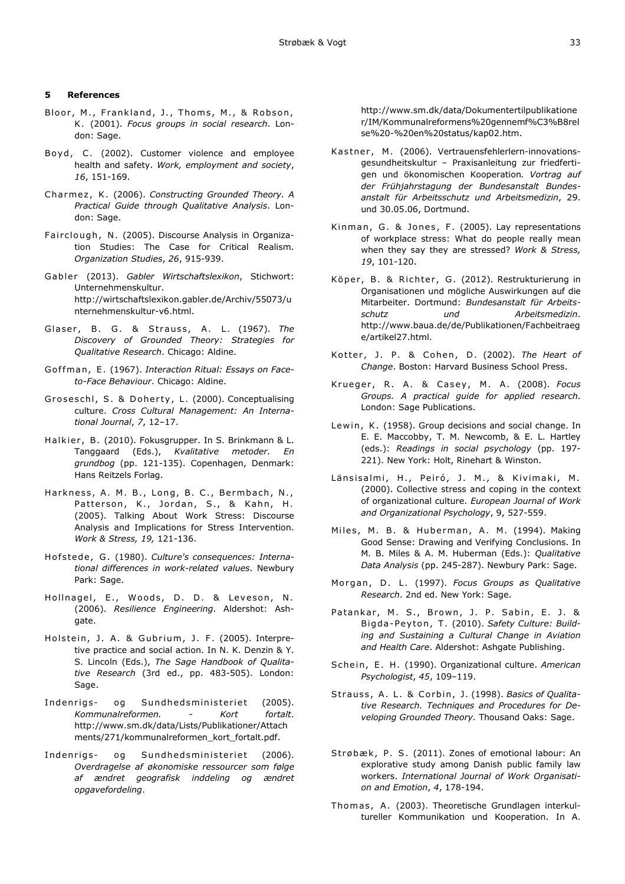## 5 References

Bloor, M., Frankland, J., Thoms, M., & Robson, K. (2001). *Focus groups in social research*. London: Sage.

Boyd, C. (2002). Customer violence and employee health and safety. *Work, employment and society*, *16*, 151-169.

Charmez, K. (2006). *Constructing Grounded Theory. A Practical Guide through Qualitative Analysis*. London: Sage.

Fairclough, N. (2005). Discourse Analysis in Organization Studies: The Case for Critical Realism. *Organization Studies*, *26*, 915-939.

Gabler (2013). *Gabler Wirtschaftslexikon*, Stichwort: Unternehmenskultur. http://wirtschaftslexikon.gabler.de/Archiv/55073/unternehmenskultur-v6.html.

Glaser, B. G. & Strauss, A. L. (1967). *The Discovery of Grounded Theory: Strategies for Qualitative Research*. Chicago: Aldine.

Goffman, E. (1967). *Interaction Ritual: Essays on Face-to-Face Behaviour*. Chicago: Aldine.

Groseschl, S. & Doherty, L. (2000). Conceptualising culture. *Cross Cultural Management: An International Journal*, *7*, 12–17.

Halkier, B. (2010). Fokusgrupper. In S. Brinkmann & L. Tanggaard (Eds.), *Kvalitative metoder. En grundbog* (pp. 121-135). Copenhagen, Denmark: Hans Reitzels Forlag.

Harkness, A. M. B., Long, B. C., Bermbach, N., Patterson, K., Jordan, S., & Kahn, H. (2005). Talking About Work Stress: Discourse Analysis and Implications for Stress Intervention. *Work & Stress, 19,* 121-136.

Hofstede, G. (1980). *Culture's consequences: International differences in work-related values*. Newbury Park: Sage.

Hollnagel, E., Woods, D. D. & Leveson, N. (2006). *Resilience Engineering*. Aldershot: Ashgate.

Holstein, J. A. & Gubrium, J. F. (2005). Interpretive practice and social action. In N. K. Denzin & Y. S. Lincoln (Eds.), *The Sage Handbook of Qualitative Research* (3rd ed., pp. 483-505). London: Sage.

Indenrigs- og Sundhedsministeriet (2005). *Kommunalreformen. - Kort fortalt*. http://www.sm.dk/data/Lists/Publikationer/Attachments/271/kommunalreformen_kort_fortalt.pdf.

Indenrigs- og Sundhedsministeriet (2006). *Overdragelse af økonomiske ressourcer som følge af ændret geografisk inddeling og ændret opgavefordeling*. http://www.sm.dk/data/Dokumentertilpublikationer/IM/Kommunalreformens%20gennemf%C3%B8relse%20-%20en%20status/kap02.htm.

Kastner, M. (2006). Vertrauensfehlerlern-innovationsgesundheitskultur – Praxisanleitung zur friedfertigen und ökonomischen Kooperation*. Vortrag auf der Frühjahrstagung der Bundesanstalt Bundesanstalt für Arbeitsschutz und Arbeitsmedizin*, 29. und 30.05.06, Dortmund.

Kinman, G. & Jones, F. (2005). Lay representations of workplace stress: What do people really mean when they say they are stressed? *Work & Stress, 19*, 101-120.

Köper, B. & Richter, G. (2012). Restrukturierung in Organisationen und mögliche Auswirkungen auf die Mitarbeiter. Dortmund: *Bundesanstalt für Arbeitsschutz und Arbeitsmedizin*. http://www.baua.de/de/Publikationen/Fachbeitraege/artikel27.html.

Kotter, J. P. & Cohen, D. (2002). *The Heart of Change*. Boston: Harvard Business School Press.

Krueger, R. A. & Casey, M. A. (2008). *Focus Groups. A practical guide for applied research*. London: Sage Publications.

Lewin, K. (1958). Group decisions and social change. In E. E. Maccobby, T. M. Newcomb, & E. L. Hartley (eds.): *Readings in social psychology* (pp. 197-221). New York: Holt, Rinehart & Winston.

Länsisalmi, H., Peiró, J. M., & Kivimaki, M. (2000). Collective stress and coping in the context of organizational culture. *European Journal of Work and Organizational Psychology*, 9, 527-559.

Miles, M. B. & Huberman, A. M. (1994). Making Good Sense: Drawing and Verifying Conclusions. In M. B. Miles & A. M. Huberman (Eds.): *Qualitative Data Analysis* (pp. 245-287). Newbury Park: Sage.

Morgan, D. L. (1997). *Focus Groups as Qualitative Research*. 2nd ed. New York: Sage.

Patankar, M. S., Brown, J. P. Sabin, E. J. & Bigda-Peyton, T. (2010). *Safety Culture: Building and Sustaining a Cultural Change in Aviation and Health Care*. Aldershot: Ashgate Publishing.

Schein, E. H. (1990). Organizational culture. *American Psychologist*, *45*, 109–119.

Strauss, A. L. & Corbin, J. (1998). *Basics of Qualitative Research. Techniques and Procedures for Developing Grounded Theory*. Thousand Oaks: Sage.

Strøbæk, P. S. (2011). Zones of emotional labour: An explorative study among Danish public family law workers. *International Journal of Work Organisation and Emotion*, *4*, 178-194.

Thomas, A. (2003). Theoretische Grundlagen interkultureller Kommunikation und Kooperation. In A.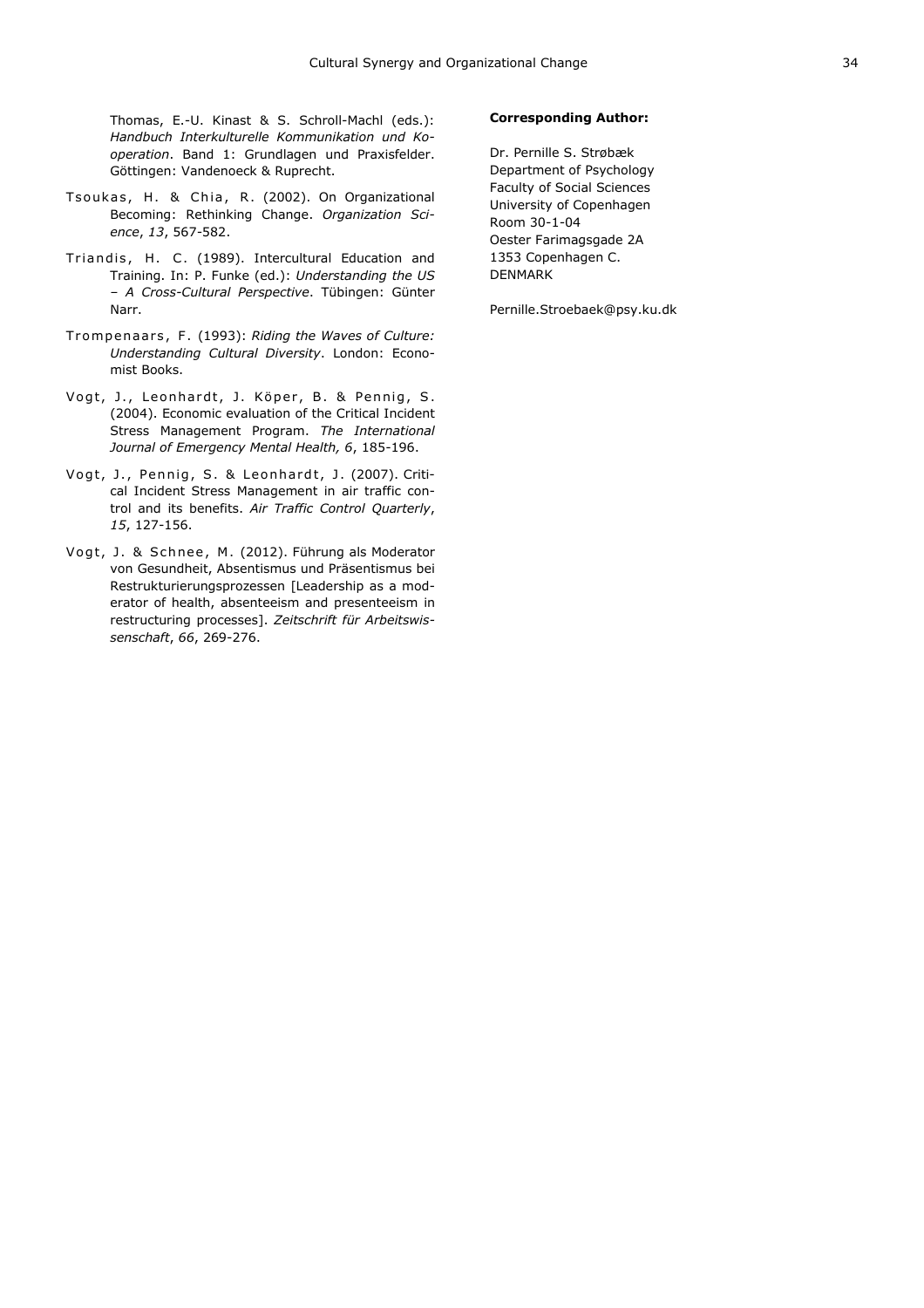Thomas, E.-U. Kinast & S. Schroll-Machl (eds.): *Handbuch Interkulturelle Kommunikation und Kooperation*. Band 1: Grundlagen und Praxisfelder. Göttingen: Vandenoeck & Ruprecht.

Tsoukas, H. & Chia, R. (2002). On Organizational Becoming: Rethinking Change. *Organization Science*, *13*, 567-582.

Triandis, H. C. (1989). Intercultural Education and Training. In: P. Funke (ed.): *Understanding the US – A Cross-Cultural Perspective*. Tübingen: Günter Narr.

Trompenaars, F. (1993): *Riding the Waves of Culture: Understanding Cultural Diversity*. London: Economist Books.

Vogt, J., Leonhardt, J. Köper, B. & Pennig, S. (2004). Economic evaluation of the Critical Incident Stress Management Program. *The International Journal of Emergency Mental Health, 6*, 185-196.

Vogt, J., Pennig, S. & Leonhardt, J. (2007). Critical Incident Stress Management in air traffic control and its benefits. *Air Traffic Control Quarterly*, *15*, 127-156.

Vogt, J. & Schnee, M. (2012). Führung als Moderator von Gesundheit, Absentismus und Präsentismus bei Restrukturierungsprozessen [Leadership as a moderator of health, absenteeism and presenteeism in restructuring processes]. *Zeitschrift für Arbeitswissenschaft*, *66*, 269-276.

**Corresponding Author:**

Dr. Pernille S. Strøbæk
Department of Psychology
Faculty of Social Sciences
University of Copenhagen
Room 30-1-04
Oester Farimagsgade 2A
1353 Copenhagen C.
DENMARK

Pernille.Stroebaek@psy.ku.dk